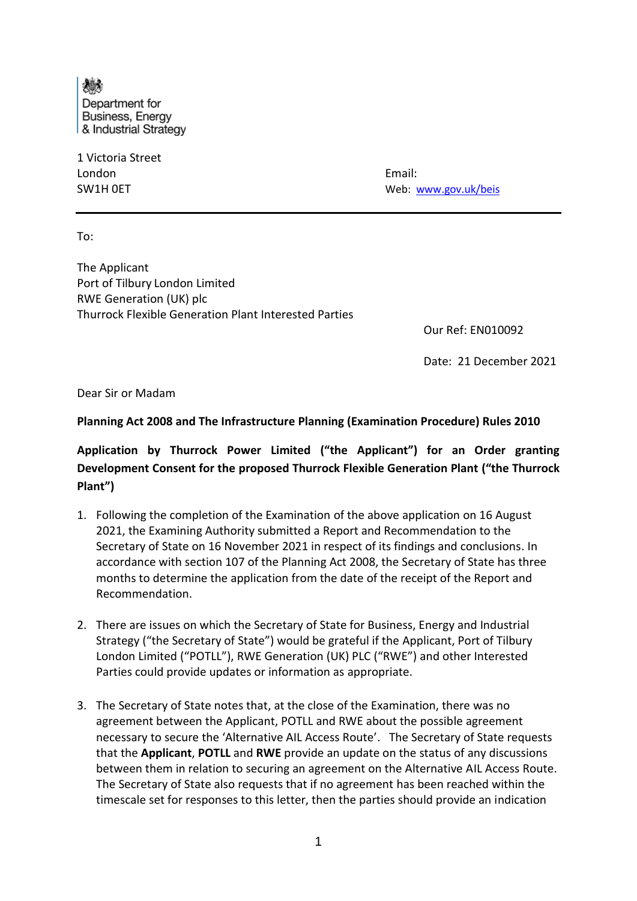Department for Business, Energy & Industrial Strategy

1 Victoria Street
London
SW1H 0ET

Email:
Web: www.gov.uk/beis

To:

The Applicant
Port of Tilbury London Limited
RWE Generation (UK) plc
Thurrock Flexible Generation Plant Interested Parties

Our Ref: EN010092

Date: 21 December 2021

Dear Sir or Madam

**Planning Act 2008 and The Infrastructure Planning (Examination Procedure) Rules 2010**

**Application by Thurrock Power Limited ("the Applicant") for an Order granting Development Consent for the proposed Thurrock Flexible Generation Plant ("the Thurrock Plant")**

1. Following the completion of the Examination of the above application on 16 August 2021, the Examining Authority submitted a Report and Recommendation to the Secretary of State on 16 November 2021 in respect of its findings and conclusions. In accordance with section 107 of the Planning Act 2008, the Secretary of State has three months to determine the application from the date of the receipt of the Report and Recommendation.

2. There are issues on which the Secretary of State for Business, Energy and Industrial Strategy ("the Secretary of State") would be grateful if the Applicant, Port of Tilbury London Limited ("POTLL"), RWE Generation (UK) PLC ("RWE") and other Interested Parties could provide updates or information as appropriate.

3. The Secretary of State notes that, at the close of the Examination, there was no agreement between the Applicant, POTLL and RWE about the possible agreement necessary to secure the 'Alternative AIL Access Route'. The Secretary of State requests that the **Applicant**, **POTLL** and **RWE** provide an update on the status of any discussions between them in relation to securing an agreement on the Alternative AIL Access Route. The Secretary of State also requests that if no agreement has been reached within the timescale set for responses to this letter, then the parties should provide an indication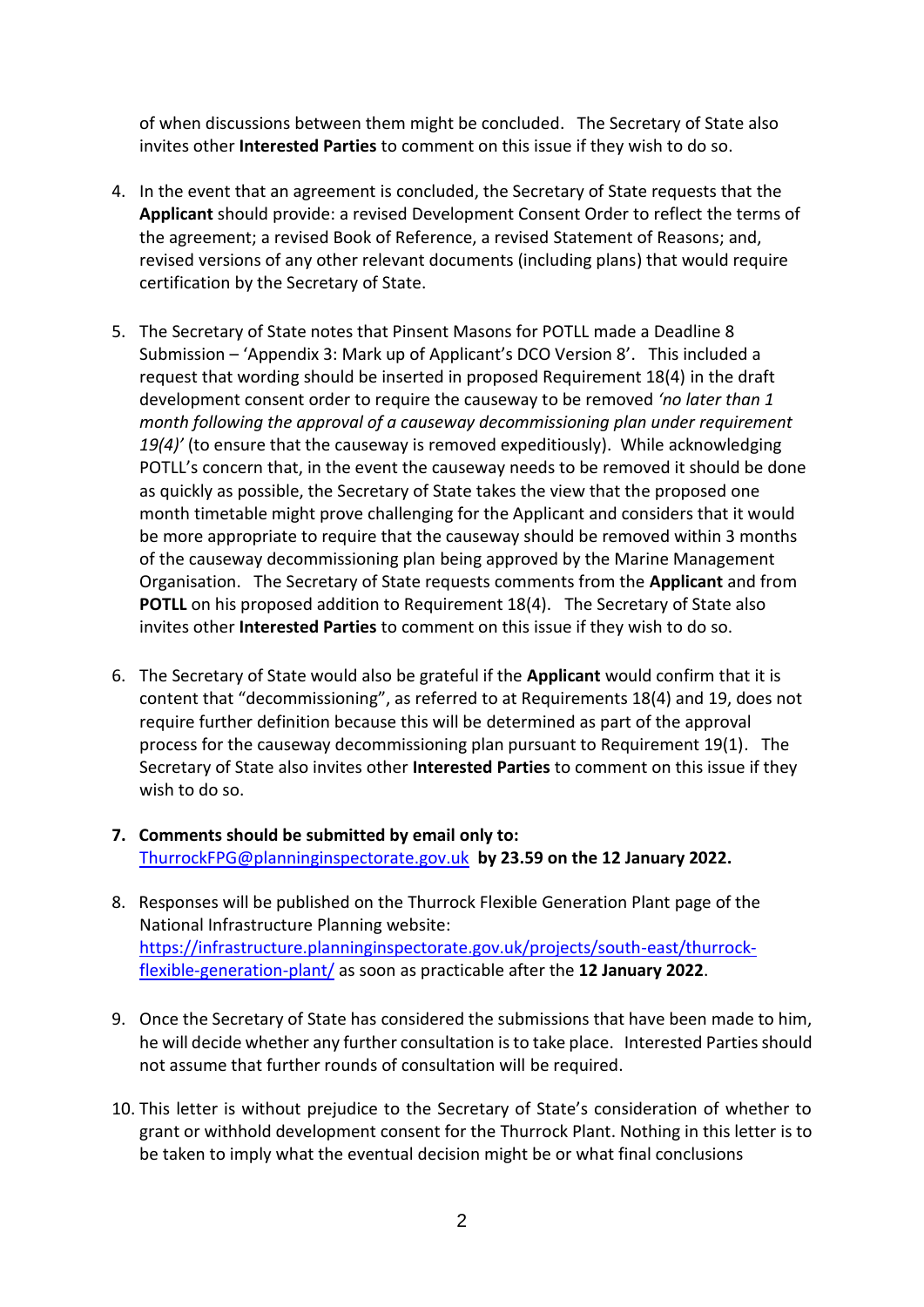of when discussions between them might be concluded. The Secretary of State also invites other **Interested Parties** to comment on this issue if they wish to do so.

4. In the event that an agreement is concluded, the Secretary of State requests that the **Applicant** should provide: a revised Development Consent Order to reflect the terms of the agreement; a revised Book of Reference, a revised Statement of Reasons; and, revised versions of any other relevant documents (including plans) that would require certification by the Secretary of State.

5. The Secretary of State notes that Pinsent Masons for POTLL made a Deadline 8 Submission – 'Appendix 3: Mark up of Applicant's DCO Version 8'. This included a request that wording should be inserted in proposed Requirement 18(4) in the draft development consent order to require the causeway to be removed *'no later than 1 month following the approval of a causeway decommissioning plan under requirement 19(4)'* (to ensure that the causeway is removed expeditiously). While acknowledging POTLL's concern that, in the event the causeway needs to be removed it should be done as quickly as possible, the Secretary of State takes the view that the proposed one month timetable might prove challenging for the Applicant and considers that it would be more appropriate to require that the causeway should be removed within 3 months of the causeway decommissioning plan being approved by the Marine Management Organisation. The Secretary of State requests comments from the **Applicant** and from **POTLL** on his proposed addition to Requirement 18(4). The Secretary of State also invites other **Interested Parties** to comment on this issue if they wish to do so.

6. The Secretary of State would also be grateful if the **Applicant** would confirm that it is content that "decommissioning", as referred to at Requirements 18(4) and 19, does not require further definition because this will be determined as part of the approval process for the causeway decommissioning plan pursuant to Requirement 19(1). The Secretary of State also invites other **Interested Parties** to comment on this issue if they wish to do so.

7. **Comments should be submitted by email only to:** ThurrockFPG@planninginspectorate.gov.uk **by 23.59 on the 12 January 2022.**

8. Responses will be published on the Thurrock Flexible Generation Plant page of the National Infrastructure Planning website: https://infrastructure.planninginspectorate.gov.uk/projects/south-east/thurrock-flexible-generation-plant/ as soon as practicable after the **12 January 2022**.

9. Once the Secretary of State has considered the submissions that have been made to him, he will decide whether any further consultation is to take place. Interested Parties should not assume that further rounds of consultation will be required.

10. This letter is without prejudice to the Secretary of State's consideration of whether to grant or withhold development consent for the Thurrock Plant. Nothing in this letter is to be taken to imply what the eventual decision might be or what final conclusions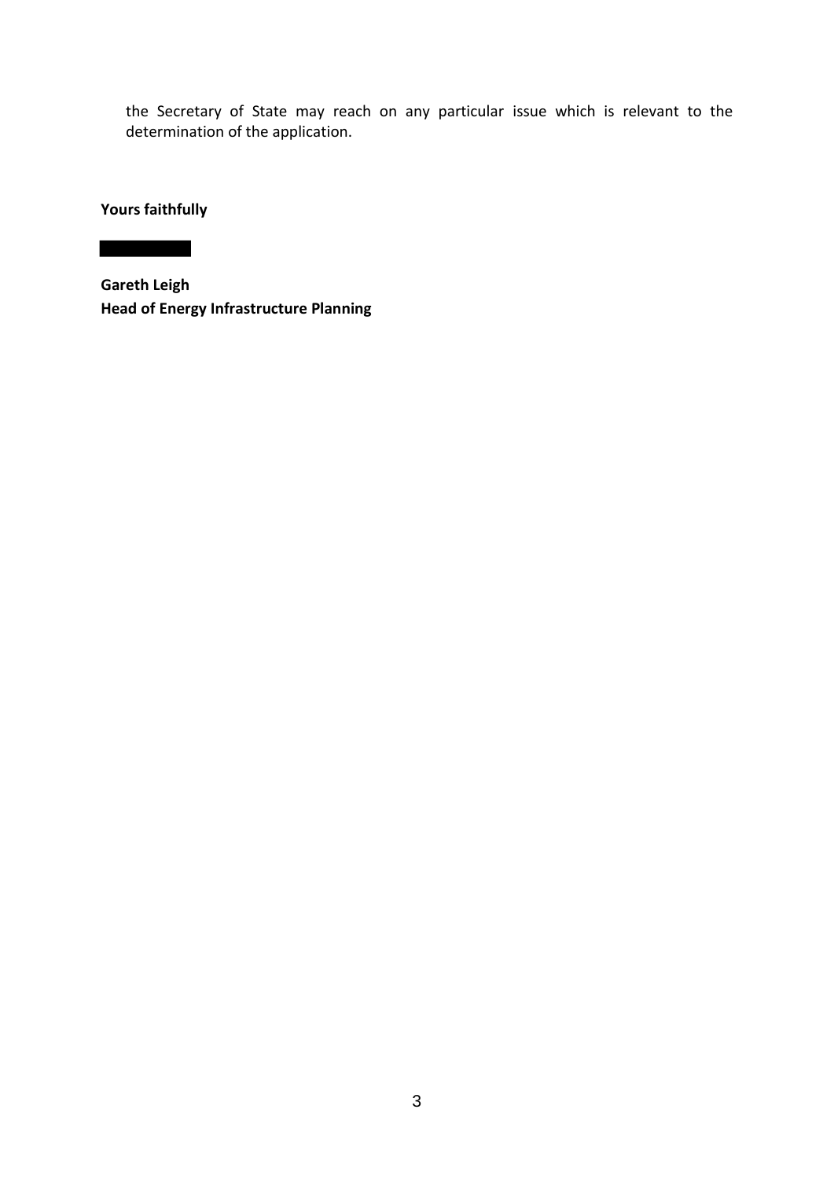the Secretary of State may reach on any particular issue which is relevant to the determination of the application.

**Yours faithfully**

**Gareth Leigh**
**Head of Energy Infrastructure Planning**